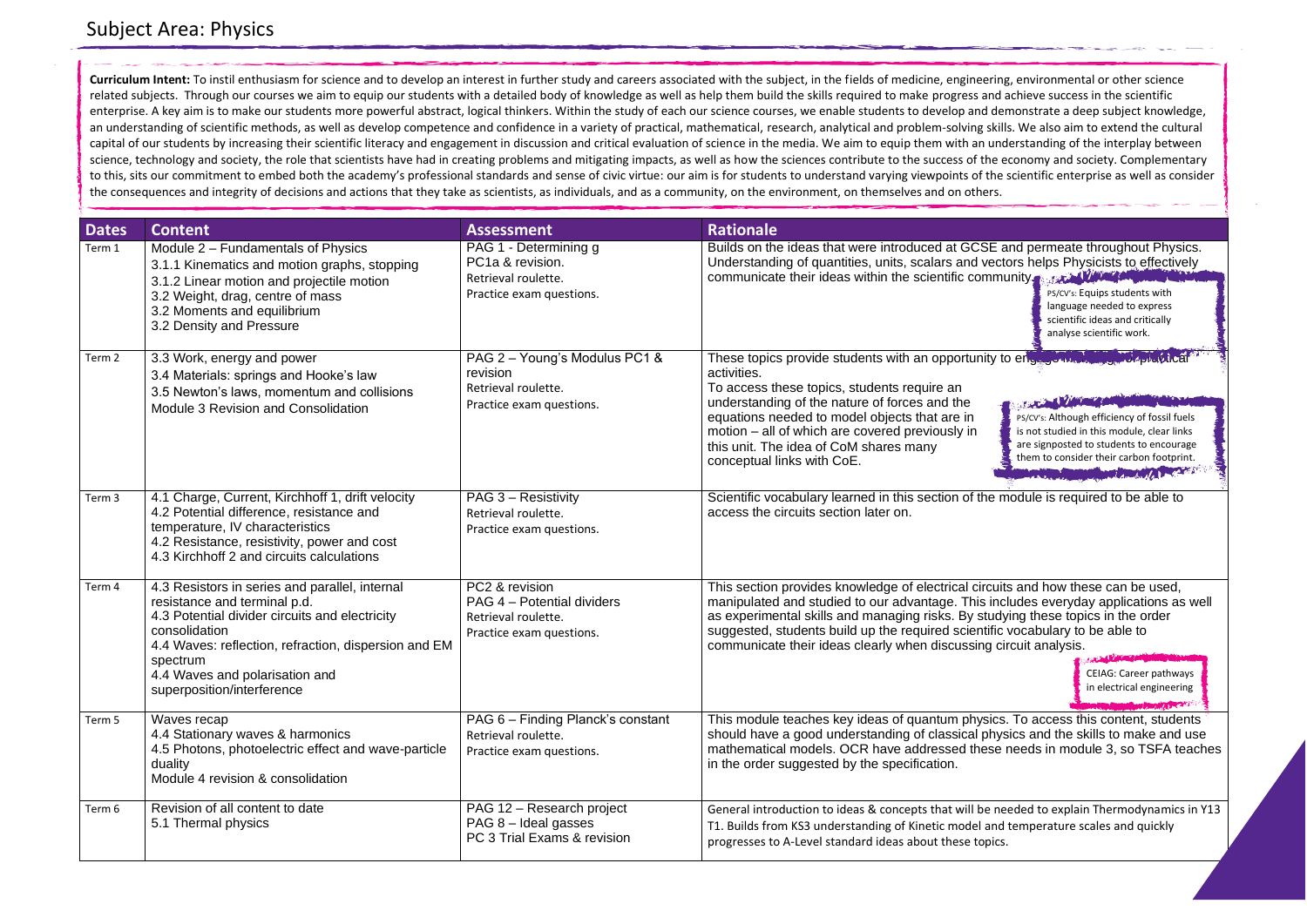# Subject Area: Physics

**Curriculum Intent:** To instil enthusiasm for science and to develop an interest in further study and careers associated with the subject, in the fields of medicine, engineering, environmental or other science related subjects. Through our courses we aim to equip our students with a detailed body of knowledge as well as help them build the skills required to make progress and achieve success in the scientific enterprise. A key aim is to make our students more powerful abstract, logical thinkers. Within the study of each our science courses, we enable students to develop and demonstrate a deep subject knowledge, an understanding of scientific methods, as well as develop competence and confidence in a variety of practical, mathematical, research, analytical and problem-solving skills. We also aim to extend the cultural capital of our students by increasing their scientific literacy and engagement in discussion and critical evaluation of science in the media. We aim to equip them with an understanding of the interplay between science, technology and society, the role that scientists have had in creating problems and mitigating impacts, as well as how the sciences contribute to the success of the economy and society. Complementary to this, sits our commitment to embed both the academy's professional standards and sense of civic virtue: our aim is for students to understand varying viewpoints of the scientific enterprise as well as consider the consequences and integrity of decisions and actions that they take as scientists, as individuals, and as a community, on the environment, on themselves and on others.

| Dates | Content | Assessment | Rationale |
|---|---|---|---|
| Term 1 | Module 2 – Fundamentals of Physics<br>3.1.1 Kinematics and motion graphs, stopping<br>3.1.2 Linear motion and projectile motion<br>3.2 Weight, drag, centre of mass<br>3.2 Moments and equilibrium<br>3.2 Density and Pressure | PAG 1 - Determining g<br>PC1a & revision.<br>Retrieval roulette.<br>Practice exam questions. | Builds on the ideas that were introduced at GCSE and permeate throughout Physics. Understanding of quantities, units, scalars and vectors helps Physicists to effectively communicate their ideas within the scientific community.<br>PS/CV's: Equips students with language needed to express scientific ideas and critically analyse scientific work. |
| Term 2 | 3.3 Work, energy and power<br>3.4 Materials: springs and Hooke's law<br>3.5 Newton's laws, momentum and collisions<br>Module 3 Revision and Consolidation | PAG 2 – Young's Modulus PC1 & revision<br>Retrieval roulette.<br>Practice exam questions. | These topics provide students with an opportunity to engage with a range of practical activities.<br>To access these topics, students require an understanding of the nature of forces and the equations needed to model objects that are in motion – all of which are covered previously in this unit. The idea of CoM shares many conceptual links with CoE.<br>PS/CV's: Although efficiency of fossil fuels is not studied in this module, clear links are signposted to students to encourage them to consider their carbon footprint. |
| Term 3 | 4.1 Charge, Current, Kirchhoff 1, drift velocity<br>4.2 Potential difference, resistance and temperature, IV characteristics<br>4.2 Resistance, resistivity, power and cost<br>4.3 Kirchhoff 2 and circuits calculations | PAG 3 – Resistivity<br>Retrieval roulette.<br>Practice exam questions. | Scientific vocabulary learned in this section of the module is required to be able to access the circuits section later on. |
| Term 4 | 4.3 Resistors in series and parallel, internal resistance and terminal p.d.<br>4.3 Potential divider circuits and electricity consolidation<br>4.4 Waves: reflection, refraction, dispersion and EM spectrum<br>4.4 Waves and polarisation and superposition/interference | PC2 & revision<br>PAG 4 – Potential dividers<br>Retrieval roulette.<br>Practice exam questions. | This section provides knowledge of electrical circuits and how these can be used, manipulated and studied to our advantage. This includes everyday applications as well as experimental skills and managing risks. By studying these topics in the order suggested, students build up the required scientific vocabulary to be able to communicate their ideas clearly when discussing circuit analysis.<br>CEIAG: Career pathways in electrical engineering |
| Term 5 | Waves recap<br>4.4 Stationary waves & harmonics<br>4.5 Photons, photoelectric effect and wave-particle duality<br>Module 4 revision & consolidation | PAG 6 – Finding Planck's constant<br>Retrieval roulette.<br>Practice exam questions. | This module teaches key ideas of quantum physics. To access this content, students should have a good understanding of classical physics and the skills to make and use mathematical models. OCR have addressed these needs in module 3, so TSFA teaches in the order suggested by the specification. |
| Term 6 | Revision of all content to date<br>5.1 Thermal physics | PAG 12 – Research project<br>PAG 8 – Ideal gasses<br>PC 3 Trial Exams & revision | General introduction to ideas & concepts that will be needed to explain Thermodynamics in Y13 T1. Builds from KS3 understanding of Kinetic model and temperature scales and quickly progresses to A-Level standard ideas about these topics. |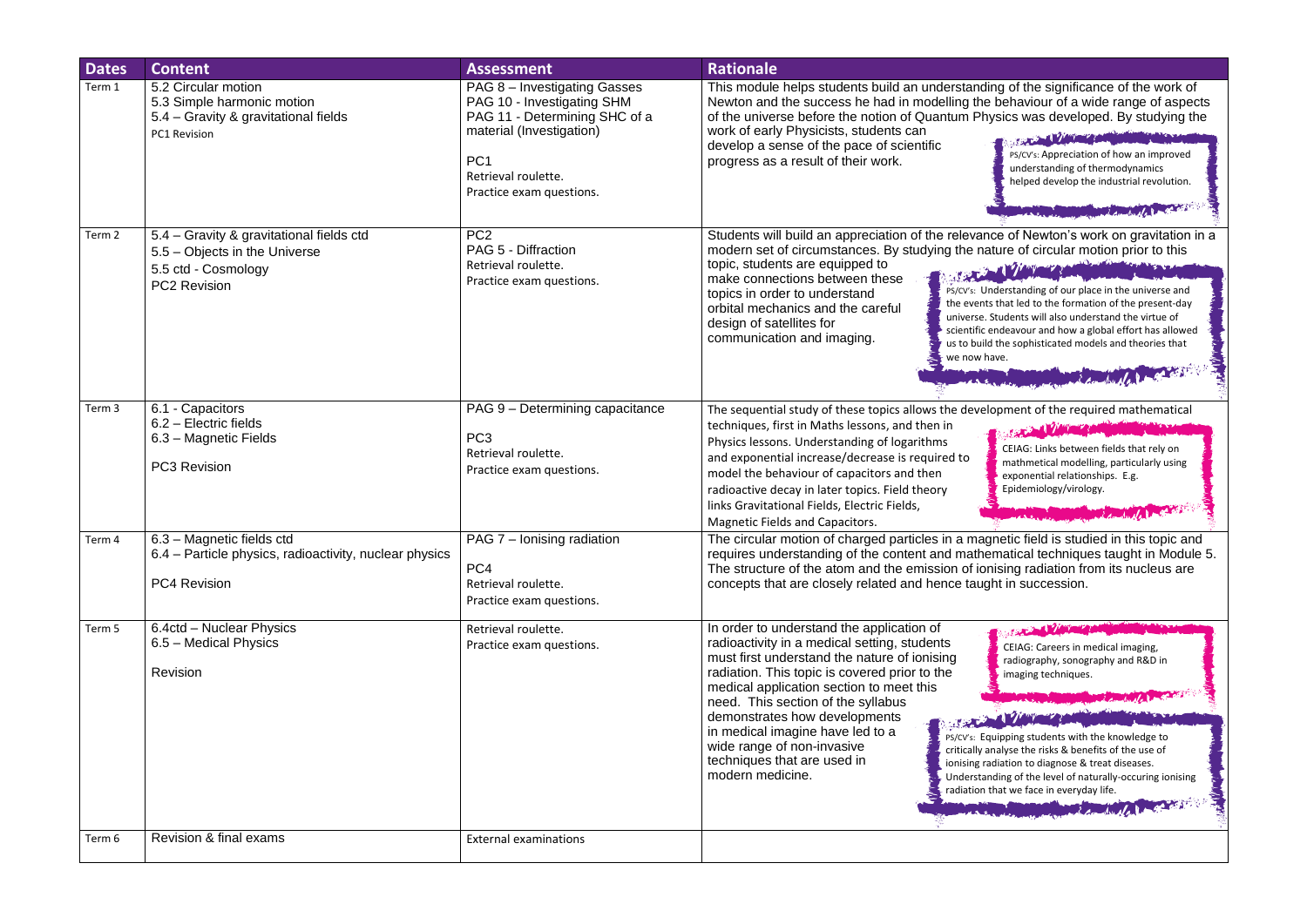| Dates | Content | Assessment | Rationale |
|---|---|---|---|
| Term 1 | 5.2 Circular motion<br>5.3 Simple harmonic motion<br>5.4 – Gravity & gravitational fields<br>PC1 Revision | PAG 8 – Investigating Gasses<br>PAG 10 - Investigating SHM<br>PAG 11 - Determining SHC of a material (Investigation)<br><br>PC1<br>Retrieval roulette.<br>Practice exam questions. | This module helps students build an understanding of the significance of the work of Newton and the success he had in modelling the behaviour of a wide range of aspects of the universe before the notion of Quantum Physics was developed. By studying the work of early Physicists, students can develop a sense of the pace of scientific progress as a result of their work.<br><br>PS/CV's: Appreciation of how an improved understanding of thermodynamics helped develop the industrial revolution. |
| Term 2 | 5.4 – Gravity & gravitational fields ctd<br>5.5 – Objects in the Universe<br>5.5 ctd - Cosmology<br>PC2 Revision | PC2<br>PAG 5 - Diffraction<br>Retrieval roulette.<br>Practice exam questions. | Students will build an appreciation of the relevance of Newton's work on gravitation in a modern set of circumstances. By studying the nature of circular motion prior to this topic, students are equipped to make connections between these topics in order to understand orbital mechanics and the careful design of satellites for communication and imaging.<br><br>PS/CV's: Understanding of our place in the universe and the events that led to the formation of the present-day universe. Students will also understand the virtue of scientific endeavour and how a global effort has allowed us to build the sophisticated models and theories that we now have. |
| Term 3 | 6.1 - Capacitors<br>6.2 – Electric fields<br>6.3 – Magnetic Fields<br><br>PC3 Revision | PAG 9 – Determining capacitance<br><br>PC3<br>Retrieval roulette.<br>Practice exam questions. | The sequential study of these topics allows the development of the required mathematical techniques, first in Maths lessons, and then in Physics lessons. Understanding of logarithms and exponential increase/decrease is required to model the behaviour of capacitors and then radioactive decay in later topics. Field theory links Gravitational Fields, Electric Fields, Magnetic Fields and Capacitors.<br><br>CEIAG: Links between fields that rely on mathmetical modelling, particularly using exponential relationships. E.g. Epidemiology/virology. |
| Term 4 | 6.3 – Magnetic fields ctd<br>6.4 – Particle physics, radioactivity, nuclear physics<br><br>PC4 Revision | PAG 7 – Ionising radiation<br><br>PC4<br>Retrieval roulette.<br>Practice exam questions. | The circular motion of charged particles in a magnetic field is studied in this topic and requires understanding of the content and mathematical techniques taught in Module 5. The structure of the atom and the emission of ionising radiation from its nucleus are concepts that are closely related and hence taught in succession. |
| Term 5 | 6.4ctd – Nuclear Physics<br>6.5 – Medical Physics<br><br>Revision | Retrieval roulette.<br>Practice exam questions. | In order to understand the application of radioactivity in a medical setting, students must first understand the nature of ionising radiation. This topic is covered prior to the medical application section to meet this need. This section of the syllabus demonstrates how developments in medical imagine have led to a wide range of non-invasive techniques that are used in modern medicine.<br><br>CEIAG: Careers in medical imaging, radiography, sonography and R&D in imaging techniques.<br><br>PS/CV's: Equipping students with the knowledge to critically analyse the risks & benefits of the use of ionising radiation to diagnose & treat diseases. Understanding of the level of naturally-occuring ionising radiation that we face in everyday life. |
| Term 6 | Revision & final exams | External examinations | |